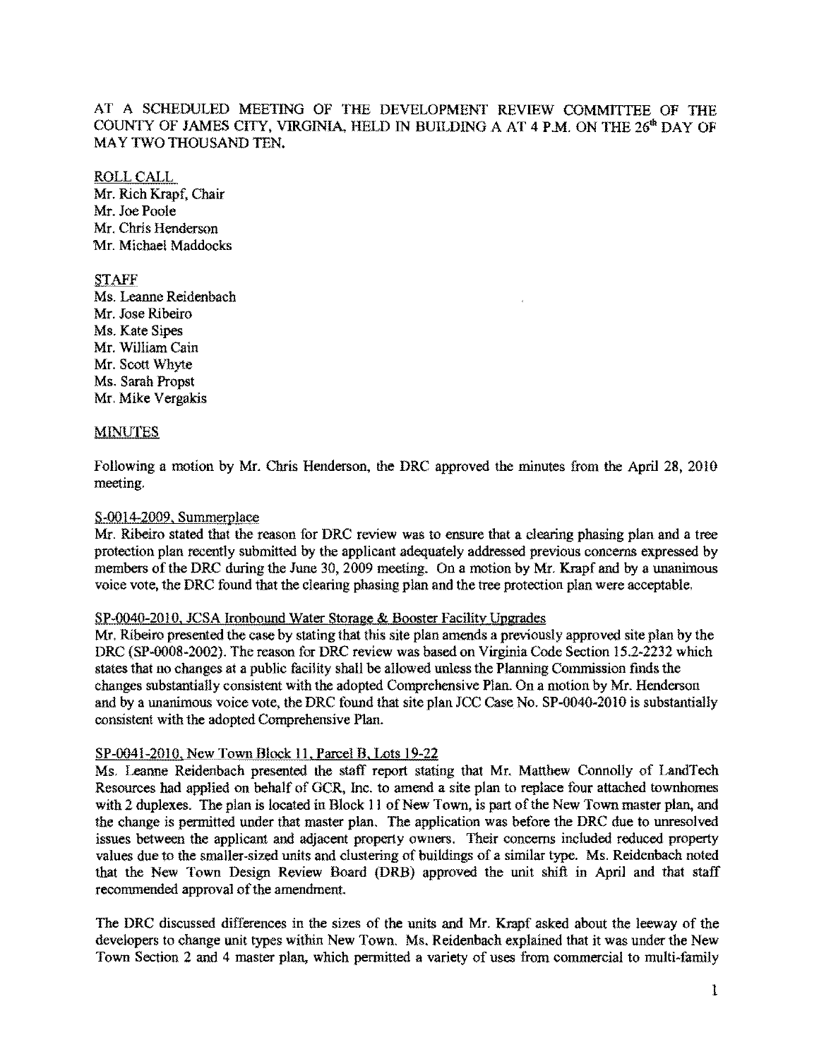AT A SCHEDULED MEETING OF THE DEVELOPMENT REVIEW COMMITTEE OF THE COUNTY OF JAMES CITY, VIRGINIA, HELD IN BUILDING A AT 4 P.M. ON THE 26th DAY OF MAY TWO THOUSAND TEN.

ROLL CALL
Mr. Rich Krapf, Chair
Mr. Joe Poole
Mr. Chris Henderson
Mr. Michael Maddocks

STAFF
Ms. Leanne Reidenbach
Mr. Jose Ribeiro
Ms. Kate Sipes
Mr. William Cain
Mr. Scott Whyte
Ms. Sarah Propst
Mr. Mike Vergakis

MINUTES

Following a motion by Mr. Chris Henderson, the DRC approved the minutes from the April 28, 2010 meeting.

S-0014-2009, Summerplace
Mr. Ribeiro stated that the reason for DRC review was to ensure that a clearing phasing plan and a tree protection plan recently submitted by the applicant adequately addressed previous concerns expressed by members of the DRC during the June 30, 2009 meeting. On a motion by Mr. Krapf and by a unanimous voice vote, the DRC found that the clearing phasing plan and the tree protection plan were acceptable.

SP-0040-2010, JCSA Ironbound Water Storage & Booster Facility Upgrades
Mr. Ribeiro presented the case by stating that this site plan amends a previously approved site plan by the DRC (SP-0008-2002). The reason for DRC review was based on Virginia Code Section 15.2-2232 which states that no changes at a public facility shall be allowed unless the Planning Commission finds the changes substantially consistent with the adopted Comprehensive Plan. On a motion by Mr. Henderson and by a unanimous voice vote, the DRC found that site plan JCC Case No. SP-0040-2010 is substantially consistent with the adopted Comprehensive Plan.

SP-0041-2010, New Town Block 11, Parcel B, Lots 19-22
Ms. Leanne Reidenbach presented the staff report stating that Mr. Matthew Connolly of LandTech Resources had applied on behalf of GCR, Inc. to amend a site plan to replace four attached townhomes with 2 duplexes. The plan is located in Block 11 of New Town, is part of the New Town master plan, and the change is permitted under that master plan. The application was before the DRC due to unresolved issues between the applicant and adjacent property owners. Their concerns included reduced property values due to the smaller-sized units and clustering of buildings of a similar type. Ms. Reidenbach noted that the New Town Design Review Board (DRB) approved the unit shift in April and that staff recommended approval of the amendment.

The DRC discussed differences in the sizes of the units and Mr. Krapf asked about the leeway of the developers to change unit types within New Town. Ms. Reidenbach explained that it was under the New Town Section 2 and 4 master plan, which permitted a variety of uses from commercial to multi-family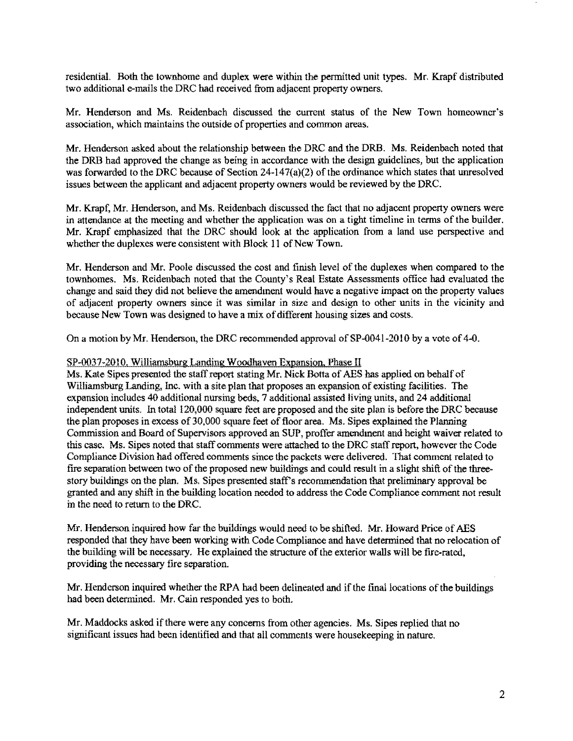residential. Both the townhome and duplex were within the permitted unit types. Mr. Krapf distributed two additional e-mails the DRC had received from adjacent property owners.

Mr. Henderson and Ms. Reidenbach discussed the current status of the New Town homeowner's association, which maintains the outside of properties and common areas.

Mr. Henderson asked about the relationship between the DRC and the DRB. Ms. Reidenbach noted that the DRB had approved the change as being in accordance with the design guidelines, but the application was forwarded to the DRC because of Section 24-147(a)(2) of the ordinance which states that unresolved issues between the applicant and adjacent property owners would be reviewed by the DRC.

Mr. Krapf, Mr. Henderson, and Ms. Reidenbach discussed the fact that no adjacent property owners were in attendance at the meeting and whether the application was on a tight timeline in terms of the builder. Mr. Krapf emphasized that the DRC should look at the application from a land use perspective and whether the duplexes were consistent with Block 11 of New Town.

Mr. Henderson and Mr. Poole discussed the cost and finish level of the duplexes when compared to the townhomes. Ms. Reidenbach noted that the County's Real Estate Assessments office had evaluated the change and said they did not believe the amendment would have a negative impact on the property values of adjacent property owners since it was similar in size and design to other units in the vicinity and because New Town was designed to have a mix of different housing sizes and costs.

On a motion by Mr. Henderson, the DRC recommended approval of SP-0041-2010 by a vote of 4-0.

SP-0037-2010, Williamsburg Landing Woodhaven Expansion, Phase II

Ms. Kate Sipes presented the staff report stating Mr. Nick Botta of AES has applied on behalf of Williamsburg Landing, Inc. with a site plan that proposes an expansion of existing facilities. The expansion includes 40 additional nursing beds, 7 additional assisted living units, and 24 additional independent units. In total 120,000 square feet are proposed and the site plan is before the DRC because the plan proposes in excess of 30,000 square feet of floor area. Ms. Sipes explained the Planning Commission and Board of Supervisors approved an SUP, proffer amendment and height waiver related to this case. Ms. Sipes noted that staff comments were attached to the DRC staff report, however the Code Compliance Division had offered comments since the packets were delivered. That comment related to fire separation between two of the proposed new buildings and could result in a slight shift of the three-story buildings on the plan. Ms. Sipes presented staff's recommendation that preliminary approval be granted and any shift in the building location needed to address the Code Compliance comment not result in the need to return to the DRC.

Mr. Henderson inquired how far the buildings would need to be shifted. Mr. Howard Price of AES responded that they have been working with Code Compliance and have determined that no relocation of the building will be necessary. He explained the structure of the exterior walls will be fire-rated, providing the necessary fire separation.

Mr. Henderson inquired whether the RPA had been delineated and if the final locations of the buildings had been determined. Mr. Cain responded yes to both.

Mr. Maddocks asked if there were any concerns from other agencies. Ms. Sipes replied that no significant issues had been identified and that all comments were housekeeping in nature.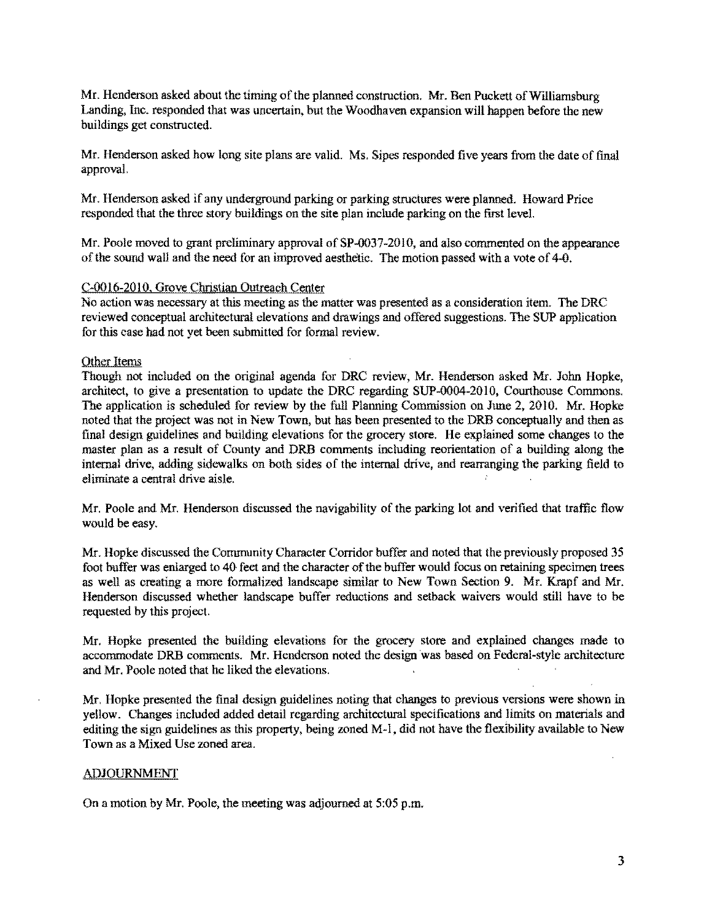Mr. Henderson asked about the timing of the planned construction. Mr. Ben Puckett of Williamsburg Landing, Inc. responded that was uncertain, but the Woodhaven expansion will happen before the new buildings get constructed.

Mr. Henderson asked how long site plans are valid. Ms. Sipes responded five years from the date of final approval.

Mr. Henderson asked if any underground parking or parking structures were planned. Howard Price responded that the three story buildings on the site plan include parking on the first level.

Mr. Poole moved to grant preliminary approval of SP-0037-2010, and also commented on the appearance of the sound wall and the need for an improved aesthetic. The motion passed with a vote of 4-0.

C-0016-2010, Grove Christian Outreach Center

No action was necessary at this meeting as the matter was presented as a consideration item. The DRC reviewed conceptual architectural elevations and drawings and offered suggestions. The SUP application for this case had not yet been submitted for formal review.

Other Items

Though not included on the original agenda for DRC review, Mr. Henderson asked Mr. John Hopke, architect, to give a presentation to update the DRC regarding SUP-0004-2010, Courthouse Commons. The application is scheduled for review by the full Planning Commission on June 2, 2010. Mr. Hopke noted that the project was not in New Town, but has been presented to the DRB conceptually and then as final design guidelines and building elevations for the grocery store. He explained some changes to the master plan as a result of County and DRB comments including reorientation of a building along the internal drive, adding sidewalks on both sides of the internal drive, and rearranging the parking field to eliminate a central drive aisle.

Mr. Poole and Mr. Henderson discussed the navigability of the parking lot and verified that traffic flow would be easy.

Mr. Hopke discussed the Community Character Corridor buffer and noted that the previously proposed 35 foot buffer was enlarged to 40 feet and the character of the buffer would focus on retaining specimen trees as well as creating a more formalized landscape similar to New Town Section 9. Mr. Krapf and Mr. Henderson discussed whether landscape buffer reductions and setback waivers would still have to be requested by this project.

Mr. Hopke presented the building elevations for the grocery store and explained changes made to accommodate DRB comments. Mr. Henderson noted the design was based on Federal-style architecture and Mr. Poole noted that he liked the elevations.

Mr. Hopke presented the final design guidelines noting that changes to previous versions were shown in yellow. Changes included added detail regarding architectural specifications and limits on materials and editing the sign guidelines as this property, being zoned M-1, did not have the flexibility available to New Town as a Mixed Use zoned area.

ADJOURNMENT

On a motion by Mr. Poole, the meeting was adjourned at 5:05 p.m.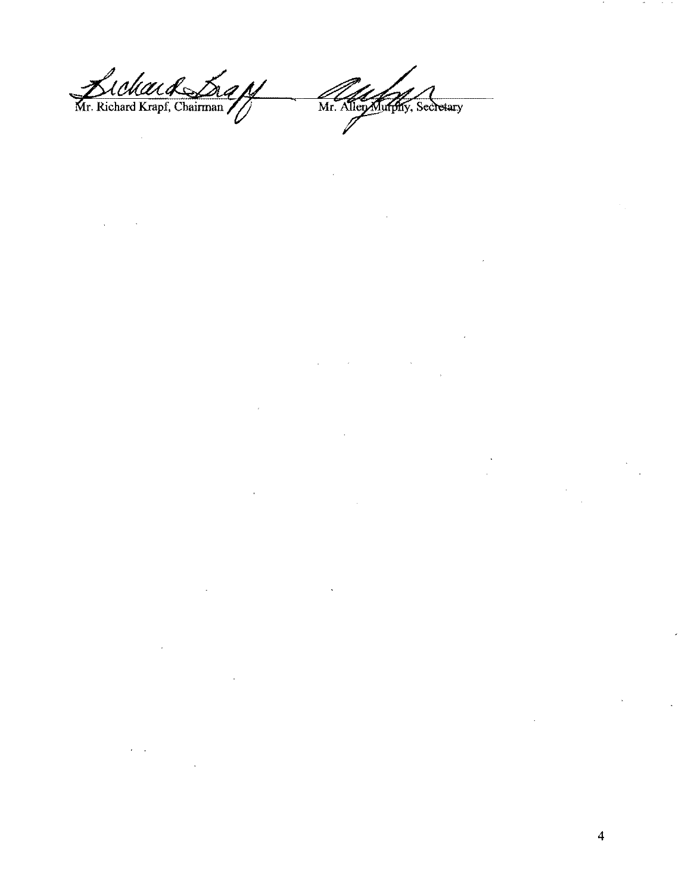Mr. Richard Krapf, Chairman

Mr. Allen Murphy, Secretary